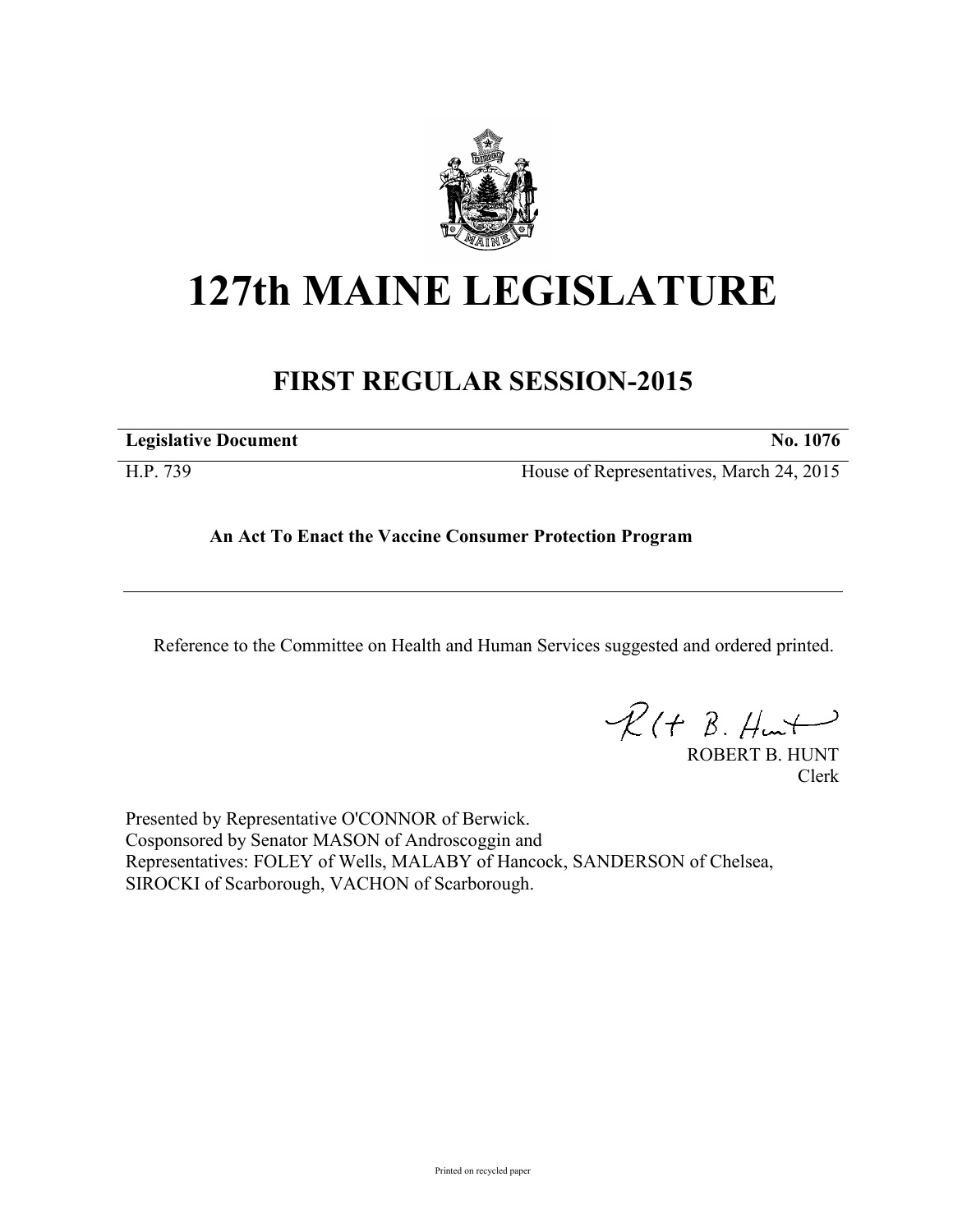# 127th MAINE LEGISLATURE

## FIRST REGULAR SESSION-2015

**Legislative Document** **No. 1076**

H.P. 739 House of Representatives, March 24, 2015

**An Act To Enact the Vaccine Consumer Protection Program**

Reference to the Committee on Health and Human Services suggested and ordered printed.

ROBERT B. HUNT
Clerk

Presented by Representative O'CONNOR of Berwick.
Cosponsored by Senator MASON of Androscoggin and
Representatives: FOLEY of Wells, MALABY of Hancock, SANDERSON of Chelsea, SIROCKI of Scarborough, VACHON of Scarborough.

Printed on recycled paper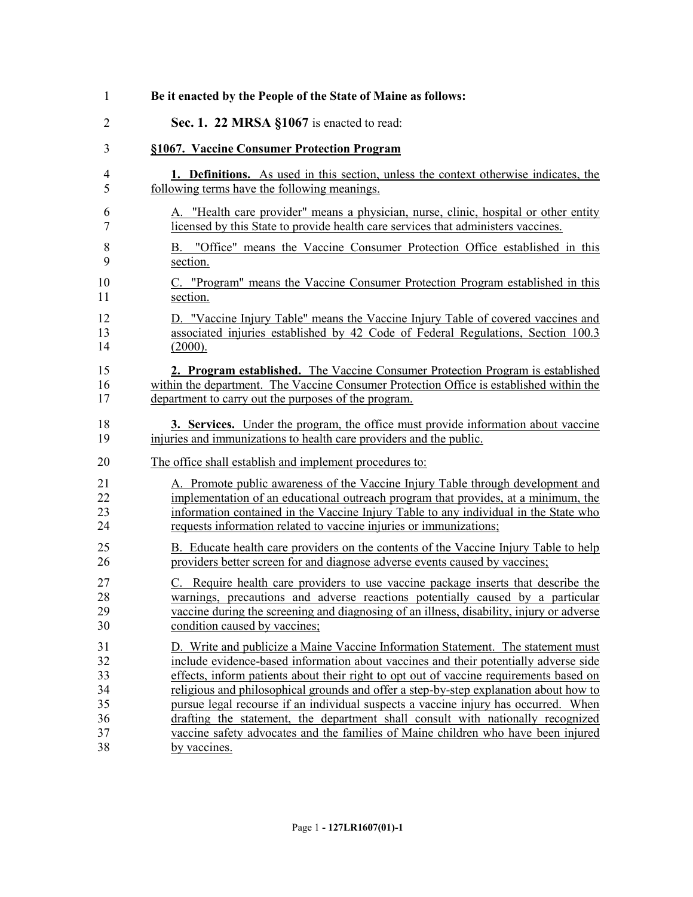**Be it enacted by the People of the State of Maine as follows:**

**Sec. 1. 22 MRSA §1067** is enacted to read:

**§1067. Vaccine Consumer Protection Program**

**1. Definitions.** As used in this section, unless the context otherwise indicates, the following terms have the following meanings.

A. "Health care provider" means a physician, nurse, clinic, hospital or other entity licensed by this State to provide health care services that administers vaccines.

B. "Office" means the Vaccine Consumer Protection Office established in this section.

C. "Program" means the Vaccine Consumer Protection Program established in this section.

D. "Vaccine Injury Table" means the Vaccine Injury Table of covered vaccines and associated injuries established by 42 Code of Federal Regulations, Section 100.3 (2000).

**2. Program established.** The Vaccine Consumer Protection Program is established within the department. The Vaccine Consumer Protection Office is established within the department to carry out the purposes of the program.

**3. Services.** Under the program, the office must provide information about vaccine injuries and immunizations to health care providers and the public.

The office shall establish and implement procedures to:

A. Promote public awareness of the Vaccine Injury Table through development and implementation of an educational outreach program that provides, at a minimum, the information contained in the Vaccine Injury Table to any individual in the State who requests information related to vaccine injuries or immunizations;

B. Educate health care providers on the contents of the Vaccine Injury Table to help providers better screen for and diagnose adverse events caused by vaccines;

C. Require health care providers to use vaccine package inserts that describe the warnings, precautions and adverse reactions potentially caused by a particular vaccine during the screening and diagnosing of an illness, disability, injury or adverse condition caused by vaccines;

D. Write and publicize a Maine Vaccine Information Statement. The statement must include evidence-based information about vaccines and their potentially adverse side effects, inform patients about their right to opt out of vaccine requirements based on religious and philosophical grounds and offer a step-by-step explanation about how to pursue legal recourse if an individual suspects a vaccine injury has occurred. When drafting the statement, the department shall consult with nationally recognized vaccine safety advocates and the families of Maine children who have been injured by vaccines.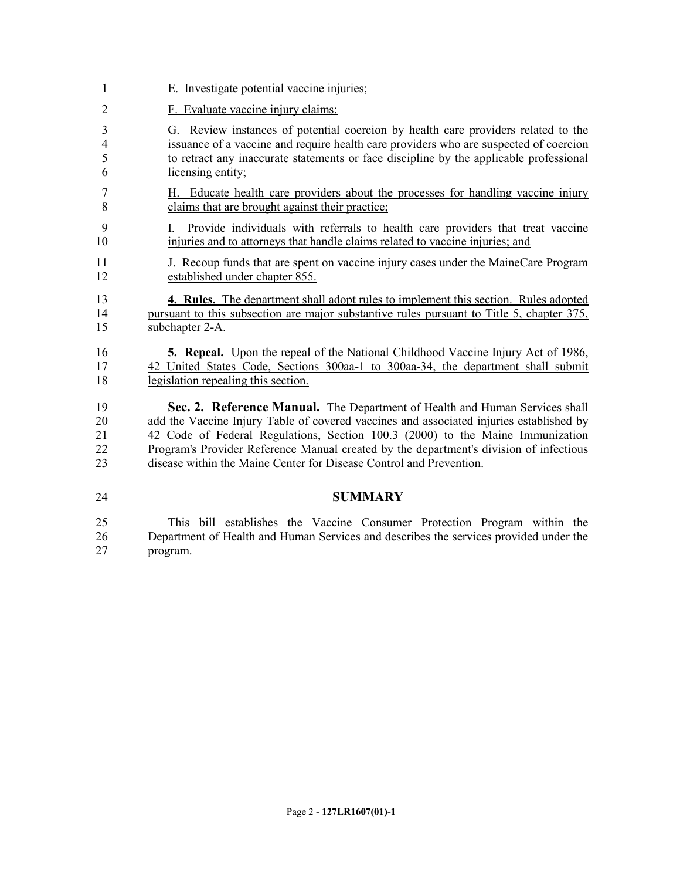E. Investigate potential vaccine injuries;

F. Evaluate vaccine injury claims;

G. Review instances of potential coercion by health care providers related to the issuance of a vaccine and require health care providers who are suspected of coercion to retract any inaccurate statements or face discipline by the applicable professional licensing entity;

H. Educate health care providers about the processes for handling vaccine injury claims that are brought against their practice;

I. Provide individuals with referrals to health care providers that treat vaccine injuries and to attorneys that handle claims related to vaccine injuries; and

J. Recoup funds that are spent on vaccine injury cases under the MaineCare Program established under chapter 855.

**4. Rules.** The department shall adopt rules to implement this section. Rules adopted pursuant to this subsection are major substantive rules pursuant to Title 5, chapter 375, subchapter 2-A.

**5. Repeal.** Upon the repeal of the National Childhood Vaccine Injury Act of 1986, 42 United States Code, Sections 300aa-1 to 300aa-34, the department shall submit legislation repealing this section.

**Sec. 2. Reference Manual.** The Department of Health and Human Services shall add the Vaccine Injury Table of covered vaccines and associated injuries established by 42 Code of Federal Regulations, Section 100.3 (2000) to the Maine Immunization Program's Provider Reference Manual created by the department's division of infectious disease within the Maine Center for Disease Control and Prevention.

## SUMMARY

This bill establishes the Vaccine Consumer Protection Program within the Department of Health and Human Services and describes the services provided under the program.